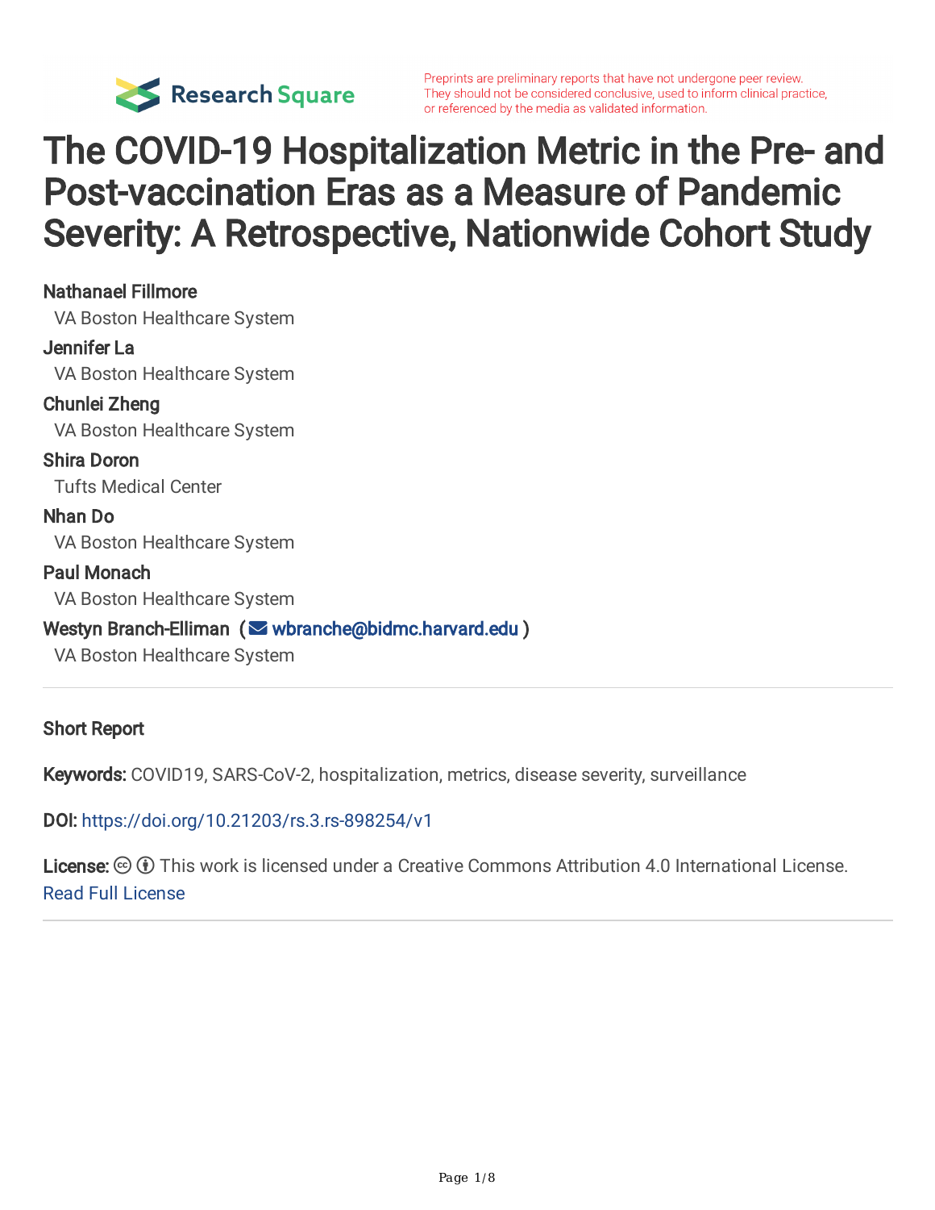Preprints are preliminary reports that have not undergone peer review. They should not be considered conclusive, used to inform clinical practice, or referenced by the media as validated information.

# The COVID-19 Hospitalization Metric in the Pre- and Post-vaccination Eras as a Measure of Pandemic Severity: A Retrospective, Nationwide Cohort Study

**Nathanael Fillmore**
VA Boston Healthcare System

**Jennifer La**
VA Boston Healthcare System

**Chunlei Zheng**
VA Boston Healthcare System

**Shira Doron**
Tufts Medical Center

**Nhan Do**
VA Boston Healthcare System

**Paul Monach**
VA Boston Healthcare System

**Westyn Branch-Elliman** (wbranche@bidmc.harvard.edu)
VA Boston Healthcare System

---

**Short Report**

**Keywords:** COVID19, SARS-CoV-2, hospitalization, metrics, disease severity, surveillance

**DOI:** https://doi.org/10.21203/rs.3.rs-898254/v1

**License:** This work is licensed under a Creative Commons Attribution 4.0 International License. Read Full License

---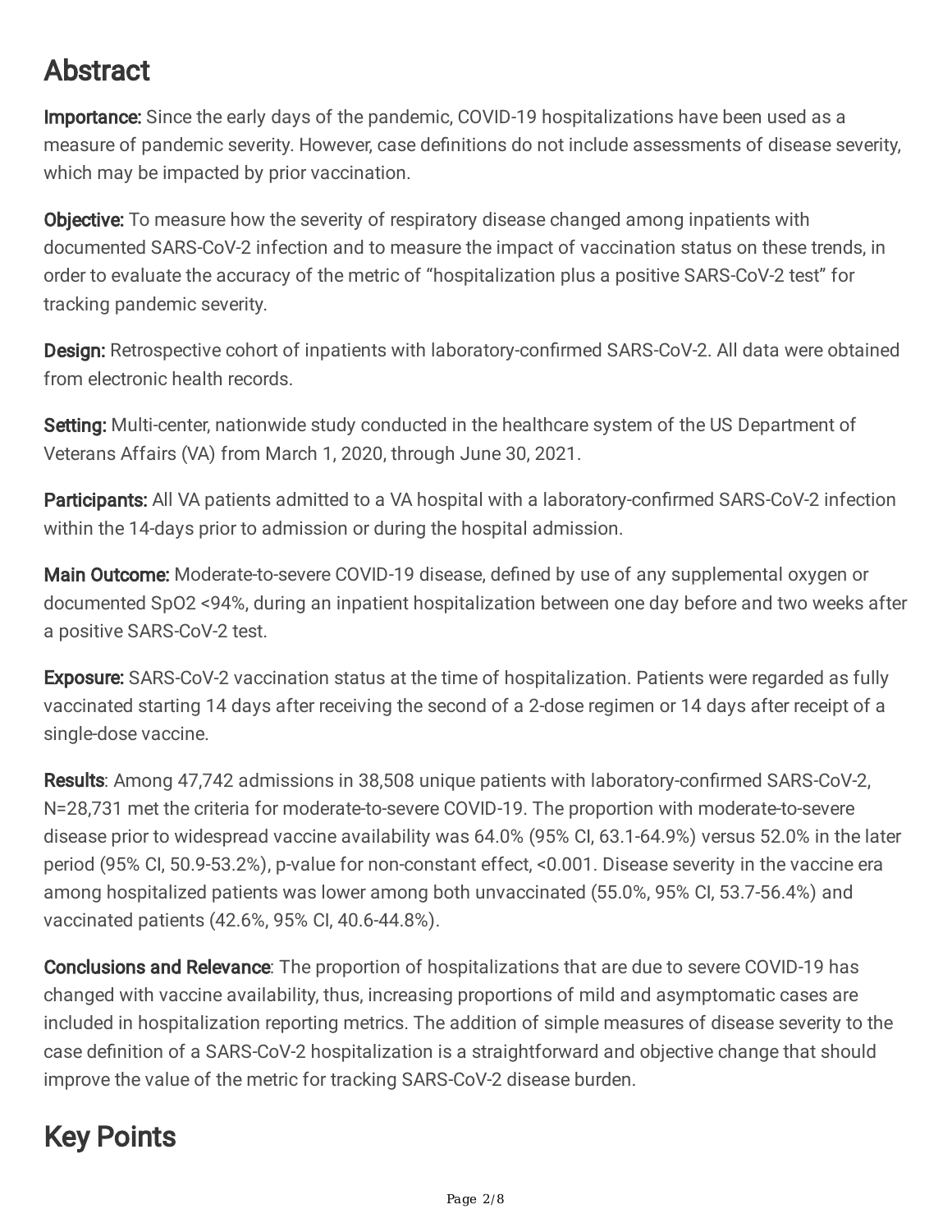# Abstract

**Importance:** Since the early days of the pandemic, COVID-19 hospitalizations have been used as a measure of pandemic severity. However, case definitions do not include assessments of disease severity, which may be impacted by prior vaccination.

**Objective:** To measure how the severity of respiratory disease changed among inpatients with documented SARS-CoV-2 infection and to measure the impact of vaccination status on these trends, in order to evaluate the accuracy of the metric of "hospitalization plus a positive SARS-CoV-2 test" for tracking pandemic severity.

**Design:** Retrospective cohort of inpatients with laboratory-confirmed SARS-CoV-2. All data were obtained from electronic health records.

**Setting:** Multi-center, nationwide study conducted in the healthcare system of the US Department of Veterans Affairs (VA) from March 1, 2020, through June 30, 2021.

**Participants:** All VA patients admitted to a VA hospital with a laboratory-confirmed SARS-CoV-2 infection within the 14-days prior to admission or during the hospital admission.

**Main Outcome:** Moderate-to-severe COVID-19 disease, defined by use of any supplemental oxygen or documented $SpO_2$ <94%, during an inpatient hospitalization between one day before and two weeks after a positive SARS-CoV-2 test.

**Exposure:** SARS-CoV-2 vaccination status at the time of hospitalization. Patients were regarded as fully vaccinated starting 14 days after receiving the second of a 2-dose regimen or 14 days after receipt of a single-dose vaccine.

**Results**: Among 47,742 admissions in 38,508 unique patients with laboratory-confirmed SARS-CoV-2, N=28,731 met the criteria for moderate-to-severe COVID-19. The proportion with moderate-to-severe disease prior to widespread vaccine availability was 64.0% (95% CI, 63.1-64.9%) versus 52.0% in the later period (95% CI, 50.9-53.2%), p-value for non-constant effect, <0.001. Disease severity in the vaccine era among hospitalized patients was lower among both unvaccinated (55.0%, 95% CI, 53.7-56.4%) and vaccinated patients (42.6%, 95% CI, 40.6-44.8%).

**Conclusions and Relevance**: The proportion of hospitalizations that are due to severe COVID-19 has changed with vaccine availability, thus, increasing proportions of mild and asymptomatic cases are included in hospitalization reporting metrics. The addition of simple measures of disease severity to the case definition of a SARS-CoV-2 hospitalization is a straightforward and objective change that should improve the value of the metric for tracking SARS-CoV-2 disease burden.

# Key Points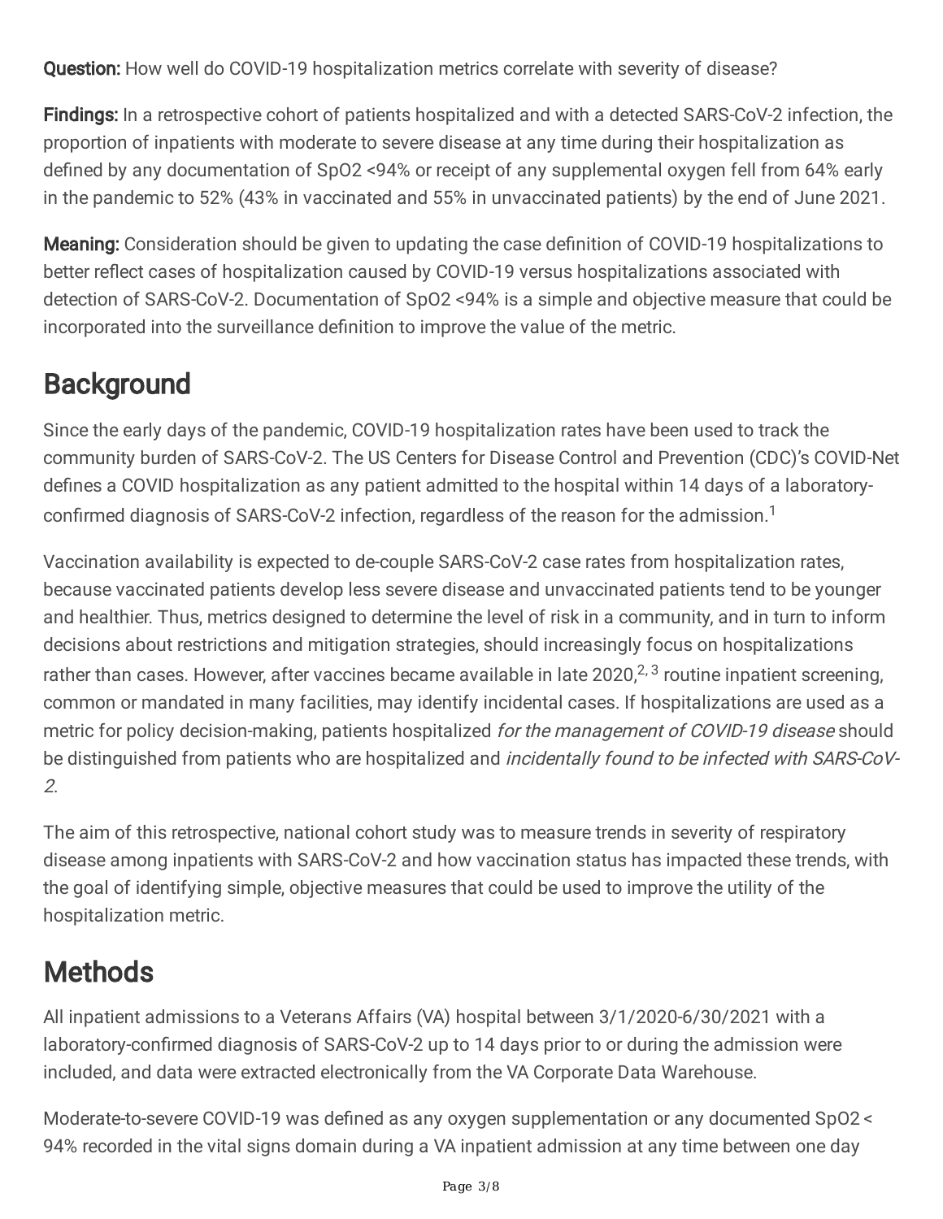**Question:** How well do COVID-19 hospitalization metrics correlate with severity of disease?

**Findings:** In a retrospective cohort of patients hospitalized and with a detected SARS-CoV-2 infection, the proportion of inpatients with moderate to severe disease at any time during their hospitalization as defined by any documentation of SpO2 <94% or receipt of any supplemental oxygen fell from 64% early in the pandemic to 52% (43% in vaccinated and 55% in unvaccinated patients) by the end of June 2021.

**Meaning:** Consideration should be given to updating the case definition of COVID-19 hospitalizations to better reflect cases of hospitalization caused by COVID-19 versus hospitalizations associated with detection of SARS-CoV-2. Documentation of SpO2 <94% is a simple and objective measure that could be incorporated into the surveillance definition to improve the value of the metric.

## Background

Since the early days of the pandemic, COVID-19 hospitalization rates have been used to track the community burden of SARS-CoV-2. The US Centers for Disease Control and Prevention (CDC)'s COVID-Net defines a COVID hospitalization as any patient admitted to the hospital within 14 days of a laboratory-confirmed diagnosis of SARS-CoV-2 infection, regardless of the reason for the admission.[1]

Vaccination availability is expected to de-couple SARS-CoV-2 case rates from hospitalization rates, because vaccinated patients develop less severe disease and unvaccinated patients tend to be younger and healthier. Thus, metrics designed to determine the level of risk in a community, and in turn to inform decisions about restrictions and mitigation strategies, should increasingly focus on hospitalizations rather than cases. However, after vaccines became available in late 2020,[2, 3] routine inpatient screening, common or mandated in many facilities, may identify incidental cases. If hospitalizations are used as a metric for policy decision-making, patients hospitalized *for the management of COVID-19 disease* should be distinguished from patients who are hospitalized and *incidentally found to be infected with SARS-CoV-2*.

The aim of this retrospective, national cohort study was to measure trends in severity of respiratory disease among inpatients with SARS-CoV-2 and how vaccination status has impacted these trends, with the goal of identifying simple, objective measures that could be used to improve the utility of the hospitalization metric.

## Methods

All inpatient admissions to a Veterans Affairs (VA) hospital between 3/1/2020-6/30/2021 with a laboratory-confirmed diagnosis of SARS-CoV-2 up to 14 days prior to or during the admission were included, and data were extracted electronically from the VA Corporate Data Warehouse.

Moderate-to-severe COVID-19 was defined as any oxygen supplementation or any documented SpO2 < 94% recorded in the vital signs domain during a VA inpatient admission at any time between one day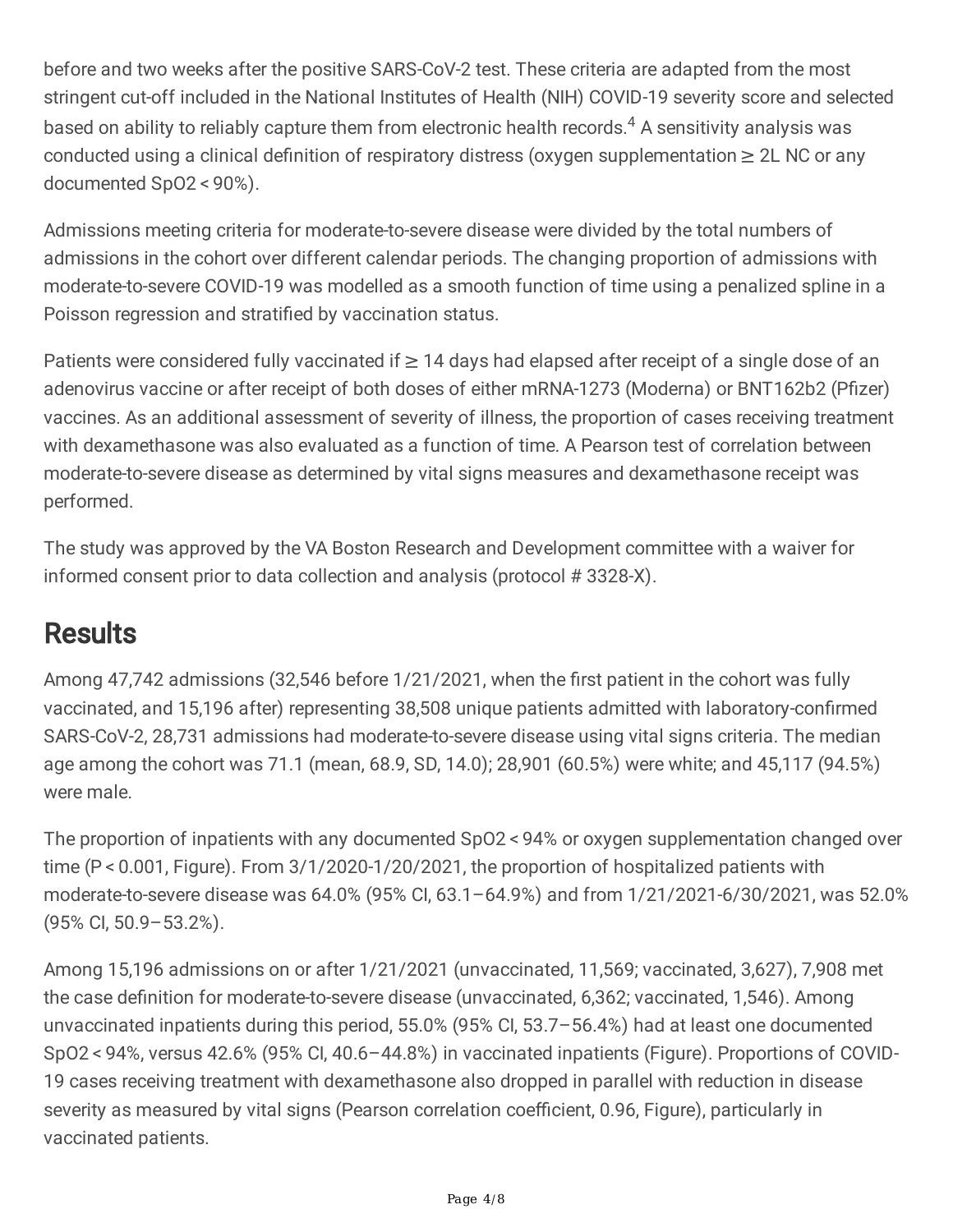before and two weeks after the positive SARS-CoV-2 test. These criteria are adapted from the most stringent cut-off included in the National Institutes of Health (NIH) COVID-19 severity score and selected based on ability to reliably capture them from electronic health records.[4] A sensitivity analysis was conducted using a clinical definition of respiratory distress (oxygen supplementation ≥ 2L NC or any documented SpO2 < 90%).

Admissions meeting criteria for moderate-to-severe disease were divided by the total numbers of admissions in the cohort over different calendar periods. The changing proportion of admissions with moderate-to-severe COVID-19 was modelled as a smooth function of time using a penalized spline in a Poisson regression and stratified by vaccination status.

Patients were considered fully vaccinated if ≥ 14 days had elapsed after receipt of a single dose of an adenovirus vaccine or after receipt of both doses of either mRNA-1273 (Moderna) or BNT162b2 (Pfizer) vaccines. As an additional assessment of severity of illness, the proportion of cases receiving treatment with dexamethasone was also evaluated as a function of time. A Pearson test of correlation between moderate-to-severe disease as determined by vital signs measures and dexamethasone receipt was performed.

The study was approved by the VA Boston Research and Development committee with a waiver for informed consent prior to data collection and analysis (protocol # 3328-X).

## Results

Among 47,742 admissions (32,546 before 1/21/2021, when the first patient in the cohort was fully vaccinated, and 15,196 after) representing 38,508 unique patients admitted with laboratory-confirmed SARS-CoV-2, 28,731 admissions had moderate-to-severe disease using vital signs criteria. The median age among the cohort was 71.1 (mean, 68.9, SD, 14.0); 28,901 (60.5%) were white; and 45,117 (94.5%) were male.

The proportion of inpatients with any documented SpO2 < 94% or oxygen supplementation changed over time ($P < 0.001$, Figure). From 3/1/2020-1/20/2021, the proportion of hospitalized patients with moderate-to-severe disease was 64.0% (95% CI, 63.1–64.9%) and from 1/21/2021-6/30/2021, was 52.0% (95% CI, 50.9–53.2%).

Among 15,196 admissions on or after 1/21/2021 (unvaccinated, 11,569; vaccinated, 3,627), 7,908 met the case definition for moderate-to-severe disease (unvaccinated, 6,362; vaccinated, 1,546). Among unvaccinated inpatients during this period, 55.0% (95% CI, 53.7–56.4%) had at least one documented SpO2 < 94%, versus 42.6% (95% CI, 40.6–44.8%) in vaccinated inpatients (Figure). Proportions of COVID-19 cases receiving treatment with dexamethasone also dropped in parallel with reduction in disease severity as measured by vital signs (Pearson correlation coefficient, 0.96, Figure), particularly in vaccinated patients.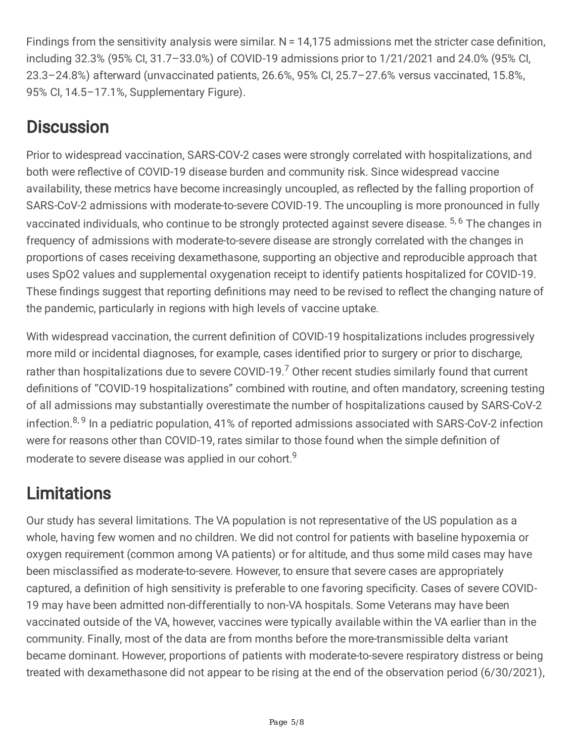Findings from the sensitivity analysis were similar. N = 14,175 admissions met the stricter case definition, including 32.3% (95% CI, 31.7–33.0%) of COVID-19 admissions prior to 1/21/2021 and 24.0% (95% CI, 23.3–24.8%) afterward (unvaccinated patients, 26.6%, 95% CI, 25.7–27.6% versus vaccinated, 15.8%, 95% CI, 14.5–17.1%, Supplementary Figure).

# Discussion

Prior to widespread vaccination, SARS-COV-2 cases were strongly correlated with hospitalizations, and both were reflective of COVID-19 disease burden and community risk. Since widespread vaccine availability, these metrics have become increasingly uncoupled, as reflected by the falling proportion of SARS-CoV-2 admissions with moderate-to-severe COVID-19. The uncoupling is more pronounced in fully vaccinated individuals, who continue to be strongly protected against severe disease.[5,6] The changes in frequency of admissions with moderate-to-severe disease are strongly correlated with the changes in proportions of cases receiving dexamethasone, supporting an objective and reproducible approach that uses SpO2 values and supplemental oxygenation receipt to identify patients hospitalized for COVID-19. These findings suggest that reporting definitions may need to be revised to reflect the changing nature of the pandemic, particularly in regions with high levels of vaccine uptake.

With widespread vaccination, the current definition of COVID-19 hospitalizations includes progressively more mild or incidental diagnoses, for example, cases identified prior to surgery or prior to discharge, rather than hospitalizations due to severe COVID-19.[7] Other recent studies similarly found that current definitions of "COVID-19 hospitalizations" combined with routine, and often mandatory, screening testing of all admissions may substantially overestimate the number of hospitalizations caused by SARS-CoV-2 infection.[8,9] In a pediatric population, 41% of reported admissions associated with SARS-CoV-2 infection were for reasons other than COVID-19, rates similar to those found when the simple definition of moderate to severe disease was applied in our cohort.[9]

# Limitations

Our study has several limitations. The VA population is not representative of the US population as a whole, having few women and no children. We did not control for patients with baseline hypoxemia or oxygen requirement (common among VA patients) or for altitude, and thus some mild cases may have been misclassified as moderate-to-severe. However, to ensure that severe cases are appropriately captured, a definition of high sensitivity is preferable to one favoring specificity. Cases of severe COVID-19 may have been admitted non-differentially to non-VA hospitals. Some Veterans may have been vaccinated outside of the VA, however, vaccines were typically available within the VA earlier than in the community. Finally, most of the data are from months before the more-transmissible delta variant became dominant. However, proportions of patients with moderate-to-severe respiratory distress or being treated with dexamethasone did not appear to be rising at the end of the observation period (6/30/2021),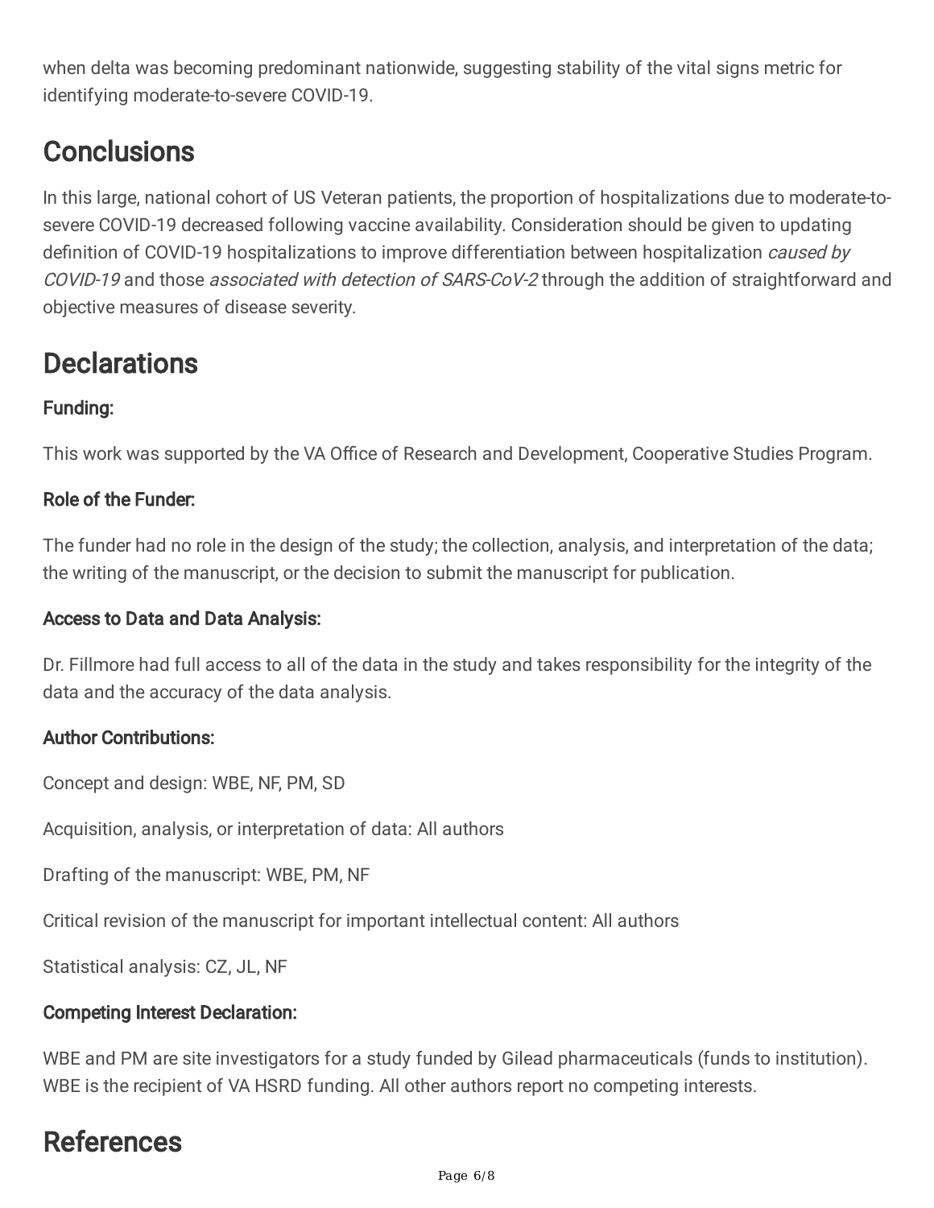when delta was becoming predominant nationwide, suggesting stability of the vital signs metric for identifying moderate-to-severe COVID-19.

# Conclusions

In this large, national cohort of US Veteran patients, the proportion of hospitalizations due to moderate-to-severe COVID-19 decreased following vaccine availability. Consideration should be given to updating definition of COVID-19 hospitalizations to improve differentiation between hospitalization *caused by COVID-19* and those *associated with detection of SARS-CoV-2* through the addition of straightforward and objective measures of disease severity.

# Declarations

### Funding:

This work was supported by the VA Office of Research and Development, Cooperative Studies Program.

### Role of the Funder:

The funder had no role in the design of the study; the collection, analysis, and interpretation of the data; the writing of the manuscript, or the decision to submit the manuscript for publication.

### Access to Data and Data Analysis:

Dr. Fillmore had full access to all of the data in the study and takes responsibility for the integrity of the data and the accuracy of the data analysis.

### Author Contributions:

Concept and design: WBE, NF, PM, SD

Acquisition, analysis, or interpretation of data: All authors

Drafting of the manuscript: WBE, PM, NF

Critical revision of the manuscript for important intellectual content: All authors

Statistical analysis: CZ, JL, NF

### Competing Interest Declaration:

WBE and PM are site investigators for a study funded by Gilead pharmaceuticals (funds to institution). WBE is the recipient of VA HSRD funding. All other authors report no competing interests.

# References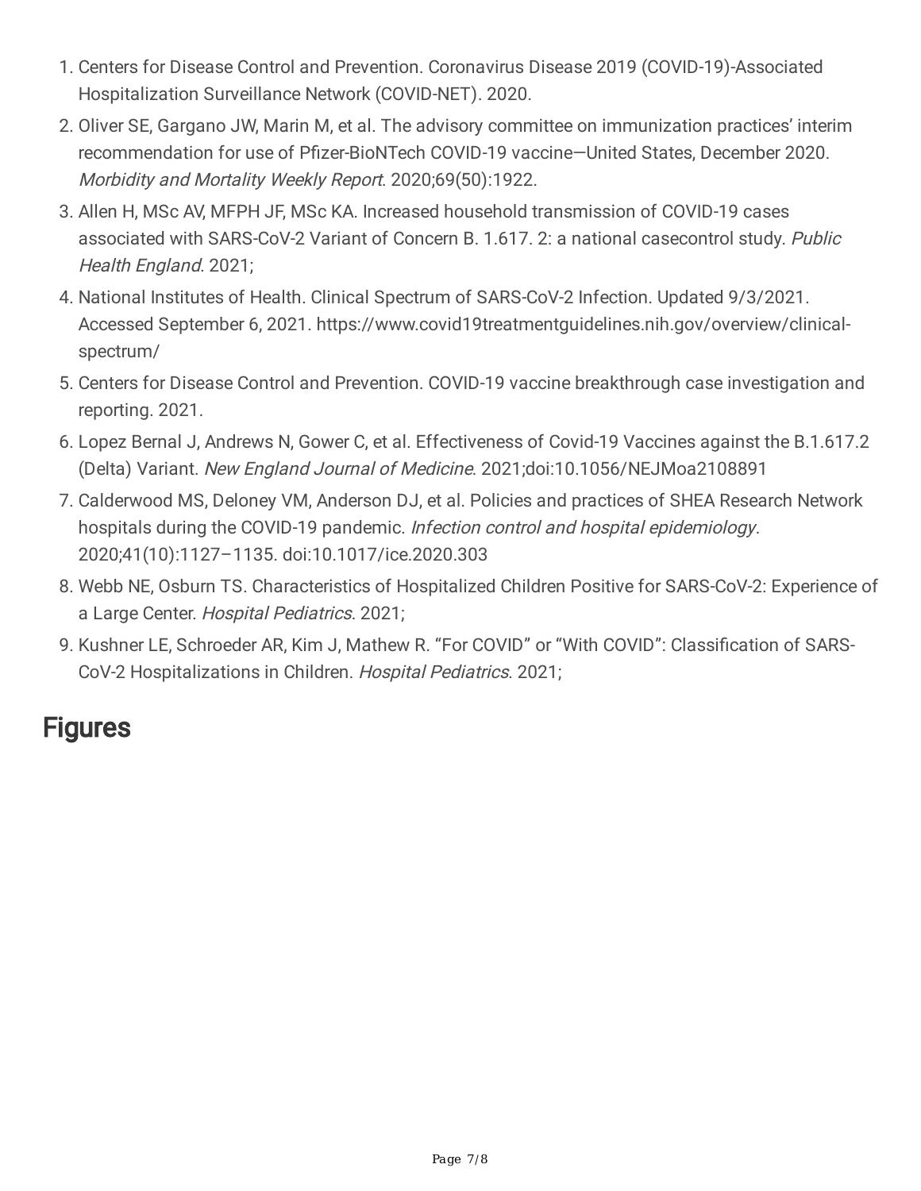1. Centers for Disease Control and Prevention. Coronavirus Disease 2019 (COVID-19)-Associated Hospitalization Surveillance Network (COVID-NET). 2020.
2. Oliver SE, Gargano JW, Marin M, et al. The advisory committee on immunization practices' interim recommendation for use of Pfizer-BioNTech COVID-19 vaccine—United States, December 2020. *Morbidity and Mortality Weekly Report*. 2020;69(50):1922.
3. Allen H, MSc AV, MFPH JF, MSc KA. Increased household transmission of COVID-19 cases associated with SARS-CoV-2 Variant of Concern B. 1.617. 2: a national casecontrol study. *Public Health England*. 2021;
4. National Institutes of Health. Clinical Spectrum of SARS-CoV-2 Infection. Updated 9/3/2021. Accessed September 6, 2021. https://www.covid19treatmentguidelines.nih.gov/overview/clinical-spectrum/
5. Centers for Disease Control and Prevention. COVID-19 vaccine breakthrough case investigation and reporting. 2021.
6. Lopez Bernal J, Andrews N, Gower C, et al. Effectiveness of Covid-19 Vaccines against the B.1.617.2 (Delta) Variant. *New England Journal of Medicine*. 2021;doi:10.1056/NEJMoa2108891
7. Calderwood MS, Deloney VM, Anderson DJ, et al. Policies and practices of SHEA Research Network hospitals during the COVID-19 pandemic. *Infection control and hospital epidemiology*. 2020;41(10):1127–1135. doi:10.1017/ice.2020.303
8. Webb NE, Osburn TS. Characteristics of Hospitalized Children Positive for SARS-CoV-2: Experience of a Large Center. *Hospital Pediatrics*. 2021;
9. Kushner LE, Schroeder AR, Kim J, Mathew R. "For COVID" or "With COVID": Classification of SARS-CoV-2 Hospitalizations in Children. *Hospital Pediatrics*. 2021;

## Figures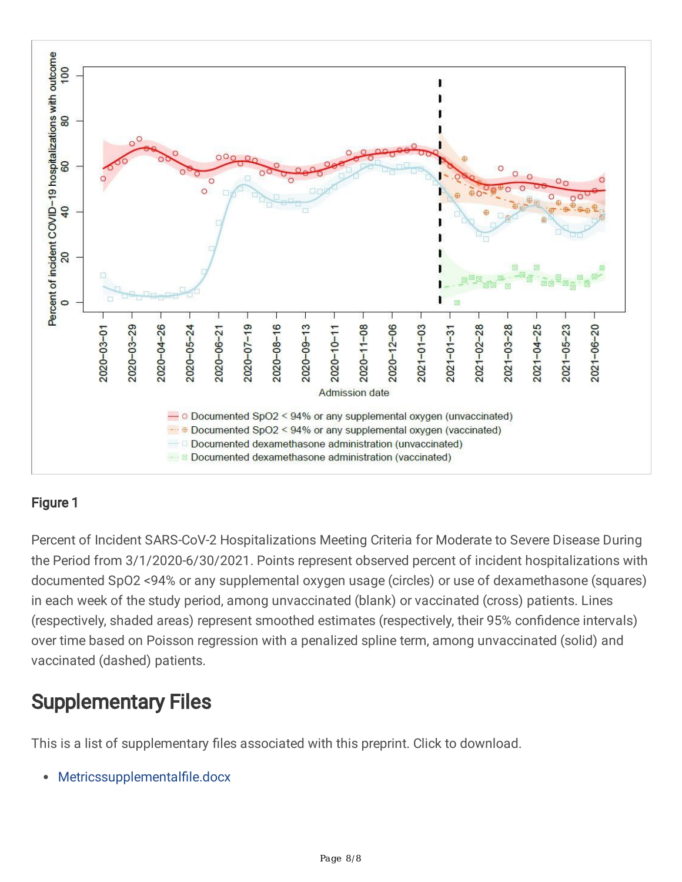Percent of incident COVID−19 hospitalizations with outcome

0
20
40
60
80
100

2020−03−01
2020−03−29
2020−04−26
2020−05−24
2020−06−21
2020−07−19
2020−08−16
2020−09−13
2020−10−11
2020−11−08
2020−12−06
2021−01−03
2021−01−31
2021−02−28
2021−03−28
2021−04−25
2021−05−23
2021−06−20

Admission date

Documented SpO2 < 94% or any supplemental oxygen (unvaccinated)
Documented SpO2 < 94% or any supplemental oxygen (vaccinated)
Documented dexamethasone administration (unvaccinated)
Documented dexamethasone administration (vaccinated)

**Figure 1**

Percent of Incident SARS-CoV-2 Hospitalizations Meeting Criteria for Moderate to Severe Disease During the Period from 3/1/2020-6/30/2021. Points represent observed percent of incident hospitalizations with documented SpO2 <94% or any supplemental oxygen usage (circles) or use of dexamethasone (squares) in each week of the study period, among unvaccinated (blank) or vaccinated (cross) patients. Lines (respectively, shaded areas) represent smoothed estimates (respectively, their 95% confidence intervals) over time based on Poisson regression with a penalized spline term, among unvaccinated (solid) and vaccinated (dashed) patients.

# Supplementary Files

This is a list of supplementary files associated with this preprint. Click to download.

- Metricssupplementalfile.docx